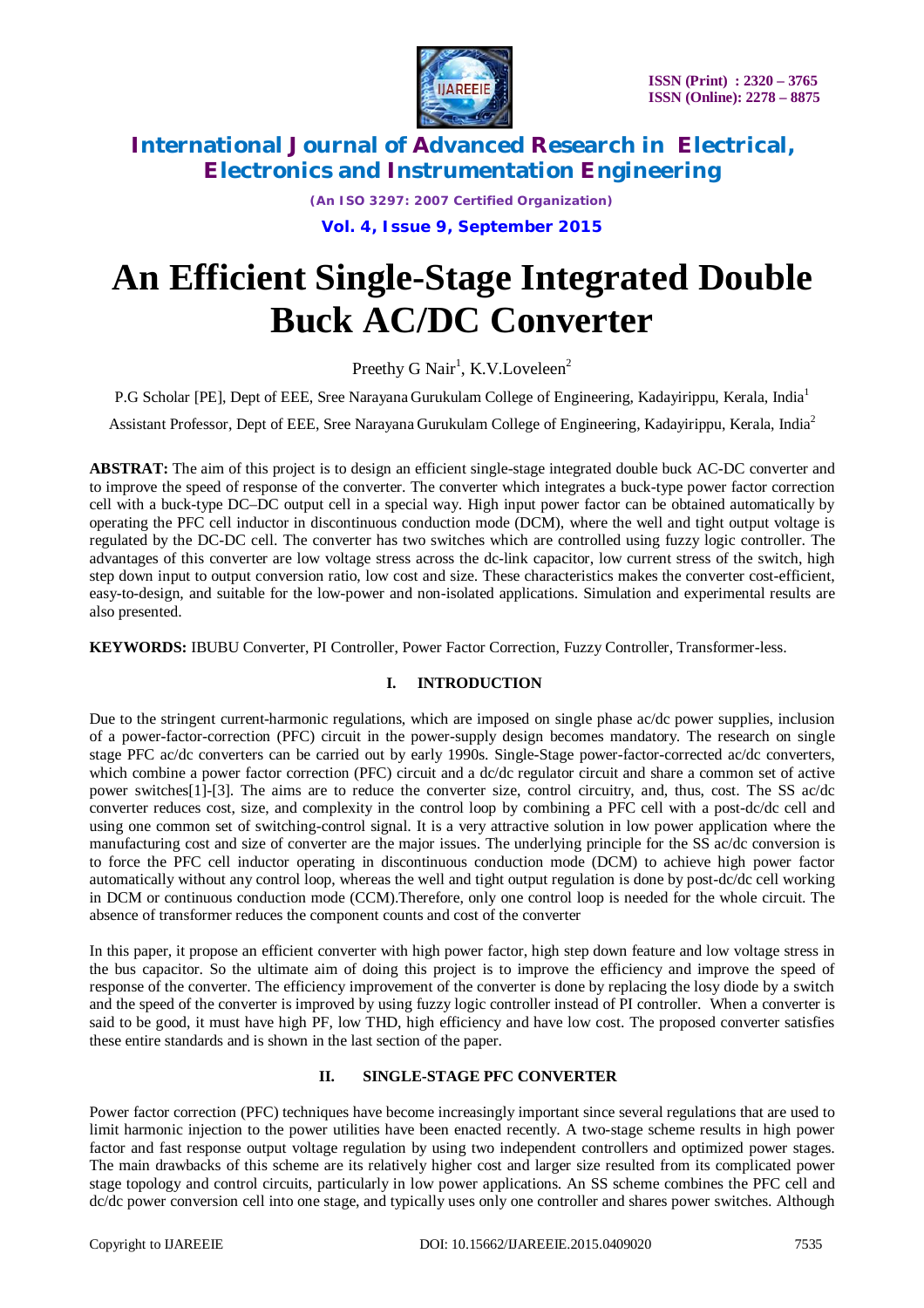# An Efficient Single-Stage Integrated Double Buck AC/DC Converter

Preethy G Nair[1], K.V.Loveleen[2]

P.G Scholar [PE], Dept of EEE, Sree Narayana Gurukulam College of Engineering, Kadayirippu, Kerala, India[1]

Assistant Professor, Dept of EEE, Sree Narayana Gurukulam College of Engineering, Kadayirippu, Kerala, India[2]

**ABSTRAT:** The aim of this project is to design an efficient single-stage integrated double buck AC-DC converter and to improve the speed of response of the converter. The converter which integrates a buck-type power factor correction cell with a buck-type DC–DC output cell in a special way. High input power factor can be obtained automatically by operating the PFC cell inductor in discontinuous conduction mode (DCM), where the well and tight output voltage is regulated by the DC-DC cell. The converter has two switches which are controlled using fuzzy logic controller. The advantages of this converter are low voltage stress across the dc-link capacitor, low current stress of the switch, high step down input to output conversion ratio, low cost and size. These characteristics makes the converter cost-efficient, easy-to-design, and suitable for the low-power and non-isolated applications. Simulation and experimental results are also presented.

**KEYWORDS:** IBUBU Converter, PI Controller, Power Factor Correction, Fuzzy Controller, Transformer-less.

## I. INTRODUCTION

Due to the stringent current-harmonic regulations, which are imposed on single phase ac/dc power supplies, inclusion of a power-factor-correction (PFC) circuit in the power-supply design becomes mandatory. The research on single stage PFC ac/dc converters can be carried out by early 1990s. Single-Stage power-factor-corrected ac/dc converters, which combine a power factor correction (PFC) circuit and a dc/dc regulator circuit and share a common set of active power switches[1]-[3]. The aims are to reduce the converter size, control circuitry, and, thus, cost. The SS ac/dc converter reduces cost, size, and complexity in the control loop by combining a PFC cell with a post-dc/dc cell and using one common set of switching-control signal. It is a very attractive solution in low power application where the manufacturing cost and size of converter are the major issues. The underlying principle for the SS ac/dc conversion is to force the PFC cell inductor operating in discontinuous conduction mode (DCM) to achieve high power factor automatically without any control loop, whereas the well and tight output regulation is done by post-dc/dc cell working in DCM or continuous conduction mode (CCM).Therefore, only one control loop is needed for the whole circuit. The absence of transformer reduces the component counts and cost of the converter

In this paper, it propose an efficient converter with high power factor, high step down feature and low voltage stress in the bus capacitor. So the ultimate aim of doing this project is to improve the efficiency and improve the speed of response of the converter. The efficiency improvement of the converter is done by replacing the losy diode by a switch and the speed of the converter is improved by using fuzzy logic controller instead of PI controller. When a converter is said to be good, it must have high PF, low THD, high efficiency and have low cost. The proposed converter satisfies these entire standards and is shown in the last section of the paper.

## II. SINGLE-STAGE PFC CONVERTER

Power factor correction (PFC) techniques have become increasingly important since several regulations that are used to limit harmonic injection to the power utilities have been enacted recently. A two-stage scheme results in high power factor and fast response output voltage regulation by using two independent controllers and optimized power stages. The main drawbacks of this scheme are its relatively higher cost and larger size resulted from its complicated power stage topology and control circuits, particularly in low power applications. An SS scheme combines the PFC cell and dc/dc power conversion cell into one stage, and typically uses only one controller and shares power switches. Although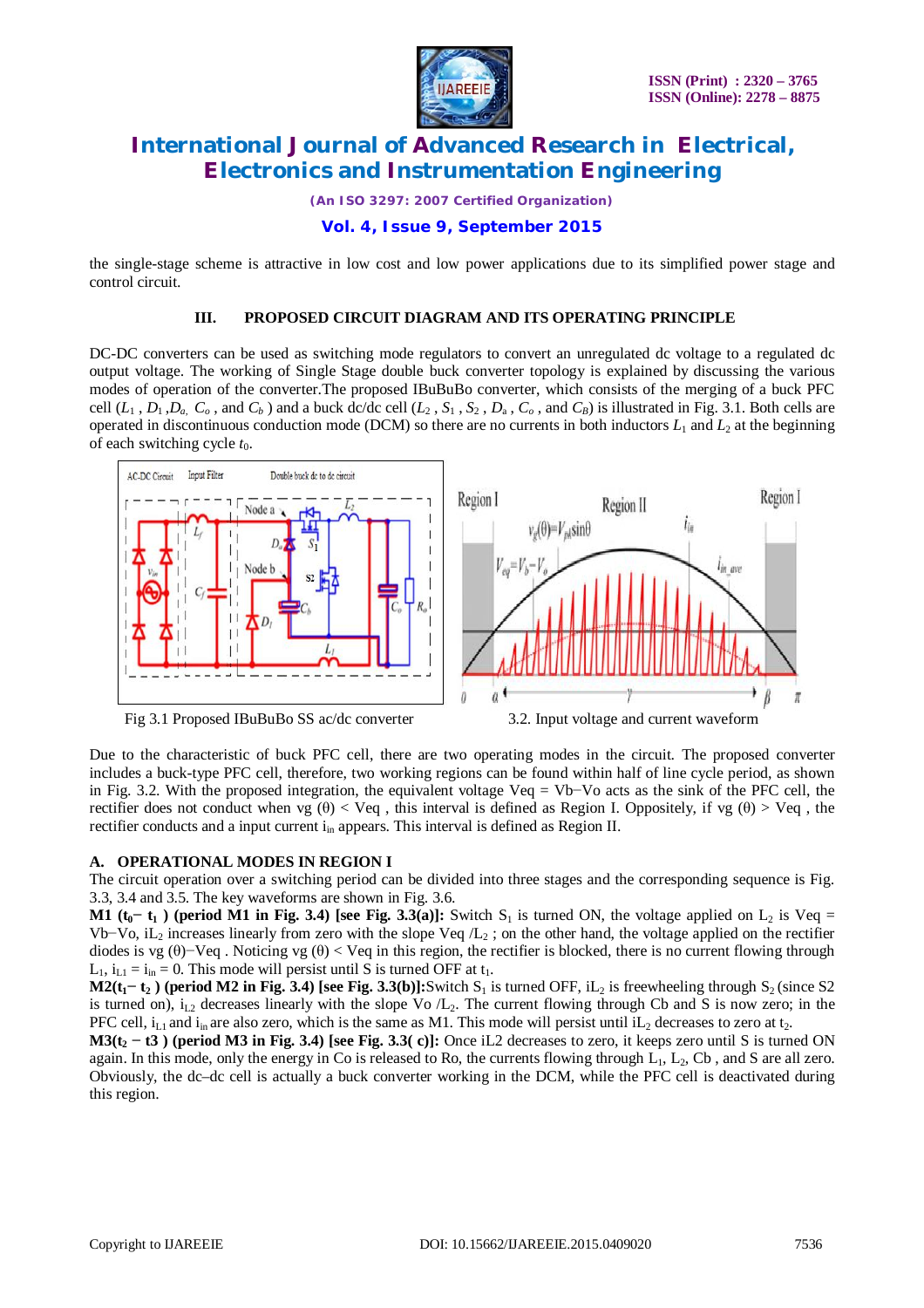the single-stage scheme is attractive in low cost and low power applications due to its simplified power stage and control circuit.

## III. PROPOSED CIRCUIT DIAGRAM AND ITS OPERATING PRINCIPLE

DC-DC converters can be used as switching mode regulators to convert an unregulated dc voltage to a regulated dc output voltage. The working of Single Stage double buck converter topology is explained by discussing the various modes of operation of the converter.The proposed IBuBuBo converter, which consists of the merging of a buck PFC cell ($L_1$ , $D_1$ ,$D_a$, $C_o$ , and $C_b$ ) and a buck dc/dc cell ($L_2$ , $S_1$ , $S_2$ , $D_a$ , $C_o$ , and $C_B$) is illustrated in Fig. 3.1. Both cells are operated in discontinuous conduction mode (DCM) so there are no currents in both inductors $L_1$ and $L_2$ at the beginning of each switching cycle $t_0$.

Fig 3.1 Proposed IBuBuBo SS ac/dc converter

3.2. Input voltage and current waveform

Due to the characteristic of buck PFC cell, there are two operating modes in the circuit. The proposed converter includes a buck-type PFC cell, therefore, two working regions can be found within half of line cycle period, as shown in Fig. 3.2. With the proposed integration, the equivalent voltage Veq = Vb−Vo acts as the sink of the PFC cell, the rectifier does not conduct when vg (θ) < Veq , this interval is defined as Region I. Oppositely, if vg (θ) > Veq , the rectifier conducts and a input current $i_{in}$ appears. This interval is defined as Region II.

### A. OPERATIONAL MODES IN REGION I

The circuit operation over a switching period can be divided into three stages and the corresponding sequence is Fig. 3.3, 3.4 and 3.5. The key waveforms are shown in Fig. 3.6.

**M1 ($t_0$− $t_1$ ) (period M1 in Fig. 3.4) [see Fig. 3.3(a)]:** Switch $S_1$ is turned ON, the voltage applied on $L_2$ is Veq = Vb−Vo, i$L_2$ increases linearly from zero with the slope Veq /$L_2$ ; on the other hand, the voltage applied on the rectifier diodes is vg (θ)−Veq . Noticing vg (θ) < Veq in this region, the rectifier is blocked, there is no current flowing through $L_1$, $i_{L1}$ = $i_{in}$ = 0. This mode will persist until S is turned OFF at $t_1$.

**M2($t_1$− $t_2$ ) (period M2 in Fig. 3.4) [see Fig. 3.3(b)]:**Switch $S_1$ is turned OFF, i$L_2$ is freewheeling through $S_2$ (since S2 is turned on), $i_{L2}$ decreases linearly with the slope Vo /$L_2$. The current flowing through Cb and S is now zero; in the PFC cell, $i_{L1}$ and $i_{in}$ are also zero, which is the same as M1. This mode will persist until i$L_2$ decreases to zero at $t_2$.

**M3($t_2$ − t3 ) (period M3 in Fig. 3.4) [see Fig. 3.3( c)]:** Once iL2 decreases to zero, it keeps zero until S is turned ON again. In this mode, only the energy in Co is released to Ro, the currents flowing through $L_1$, $L_2$, Cb , and S are all zero. Obviously, the dc–dc cell is actually a buck converter working in the DCM, while the PFC cell is deactivated during this region.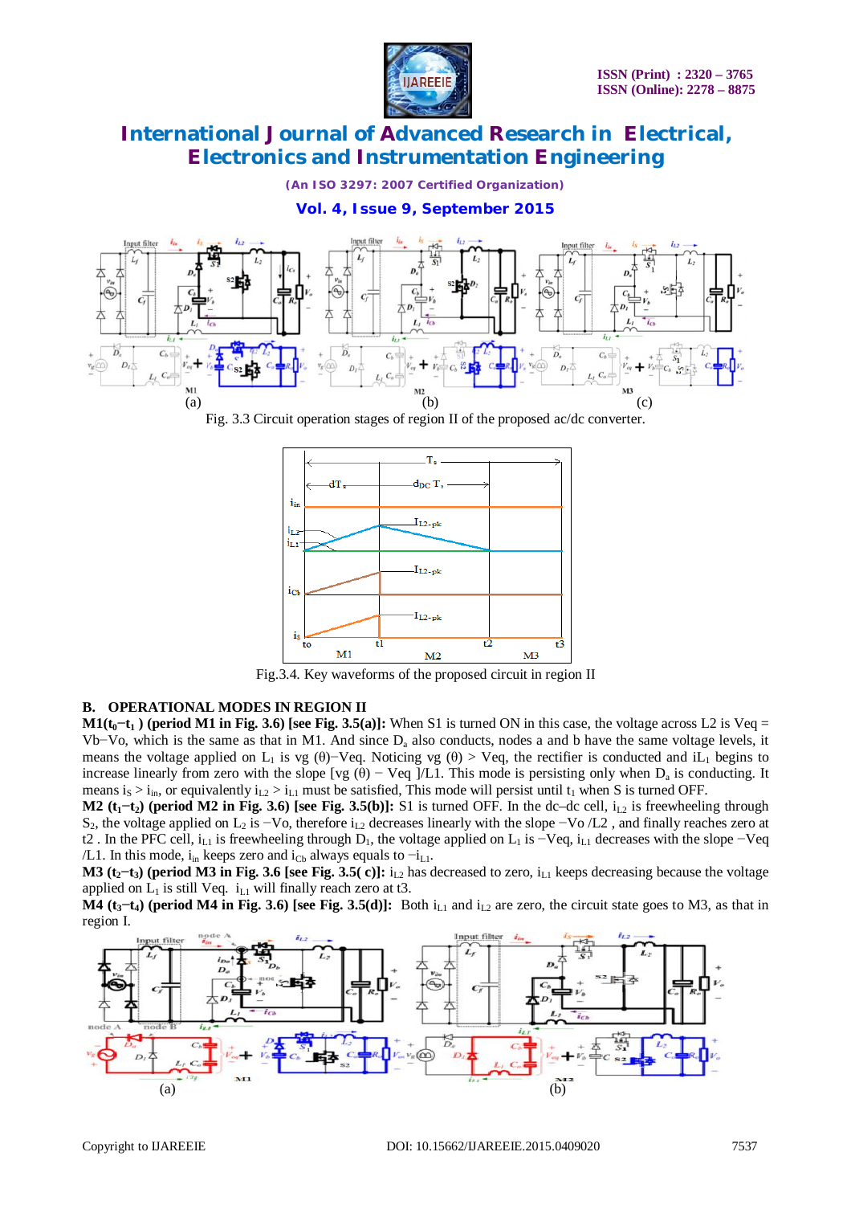Fig. 3.3 Circuit operation stages of region II of the proposed ac/dc converter.

Fig.3.4. Key waveforms of the proposed circuit in region II

## B. OPERATIONAL MODES IN REGION II

**M1($t_0$−$t_1$ ) (period M1 in Fig. 3.6) [see Fig. 3.5(a)]:** When S1 is turned ON in this case, the voltage across L2 is Veq = Vb−Vo, which is the same as that in M1. And since $D_a$ also conducts, nodes a and b have the same voltage levels, it means the voltage applied on $L_1$ is vg (θ)−Veq. Noticing vg (θ) > Veq, the rectifier is conducted and $iL_1$ begins to increase linearly from zero with the slope [vg (θ) − Veq ]/L1. This mode is persisting only when $D_a$ is conducting. It means $i_S > i_{in}$, or equivalently $i_{L2} > i_{L1}$ must be satisfied, This mode will persist until $t_1$ when S is turned OFF.

**M2 ($t_1$−$t_2$) (period M2 in Fig. 3.6) [see Fig. 3.5(b)]:** S1 is turned OFF. In the dc–dc cell, $i_{L2}$ is freewheeling through $S_2$, the voltage applied on $L_2$ is −Vo, therefore $i_{L2}$ decreases linearly with the slope −Vo /L2 , and finally reaches zero at t2 . In the PFC cell, $i_{L1}$ is freewheeling through $D_1$, the voltage applied on $L_1$ is −Veq, $i_{L1}$ decreases with the slope −Veq /L1. In this mode, $i_{in}$ keeps zero and $i_{Cb}$ always equals to $-i_{L1}$.

**M3 ($t_2$−$t_3$) (period M3 in Fig. 3.6 [see Fig. 3.5( c)]:** $i_{L2}$ has decreased to zero, $i_{L1}$ keeps decreasing because the voltage applied on $L_1$ is still Veq. $i_{L1}$ will finally reach zero at t3.

**M4 ($t_3$−$t_4$) (period M4 in Fig. 3.6) [see Fig. 3.5(d)]:** Both $i_{L1}$ and $i_{L2}$ are zero, the circuit state goes to M3, as that in region I.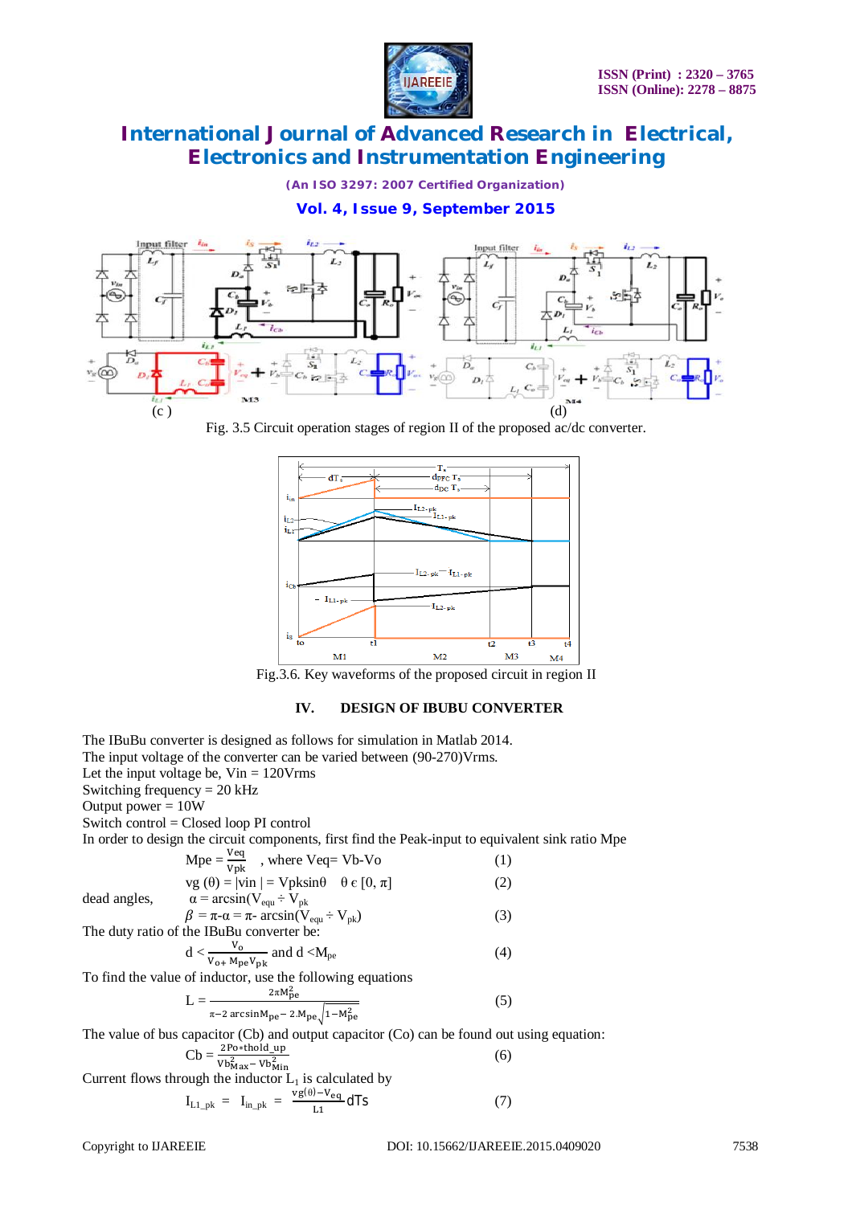(c ) (d)

Fig. 3.5 Circuit operation stages of region II of the proposed ac/dc converter.

Fig.3.6. Key waveforms of the proposed circuit in region II

## IV. DESIGN OF IBUBU CONVERTER

The IBuBu converter is designed as follows for simulation in Matlab 2014.
The input voltage of the converter can be varied between (90-270)Vrms.
Let the input voltage be, Vin = 120Vrms
Switching frequency = 20 kHz
Output power = 10W
Switch control = Closed loop PI control
In order to design the circuit components, first find the Peak-input to equivalent sink ratio Mpe

$$M_{pe} = \frac{V_{eq}}{V_{pk}} \quad \text{, where } V_{eq} = V_b - V_o \qquad (1)$$

$$v_g(\theta) = |v_{in}| = V_{pk}\sin\theta \quad \theta \in [0, \pi] \qquad (2)$$

dead angles, $\alpha = \arcsin(V_{equ} \div V_{pk})$

$$\beta = \pi - \alpha = \pi - \arcsin(V_{equ} \div V_{pk}) \qquad (3)$$

The duty ratio of the IBuBu converter be:

$$d < \frac{V_o}{V_o + M_{pe}V_{pk}} \text{ and } d < M_{pe} \qquad (4)$$

To find the value of inductor, use the following equations

$$L = \frac{2\pi M_{pe}^2}{\pi - 2\arcsin M_{pe} - 2.M_{pe}\sqrt{1 - M_{pe}^2}} \qquad (5)$$

The value of bus capacitor (Cb) and output capacitor (Co) can be found out using equation:

$$C_b = \frac{2P_o * t_{hold\_up}}{Vb_{Max}^2 - Vb_{Min}^2} \qquad (6)$$

Current flows through the inductor $L_1$ is calculated by

$$I_{L1\_pk} = I_{in\_pk} = \frac{v_g(\theta) - V_{eq}}{L_1} dTs \qquad (7)$$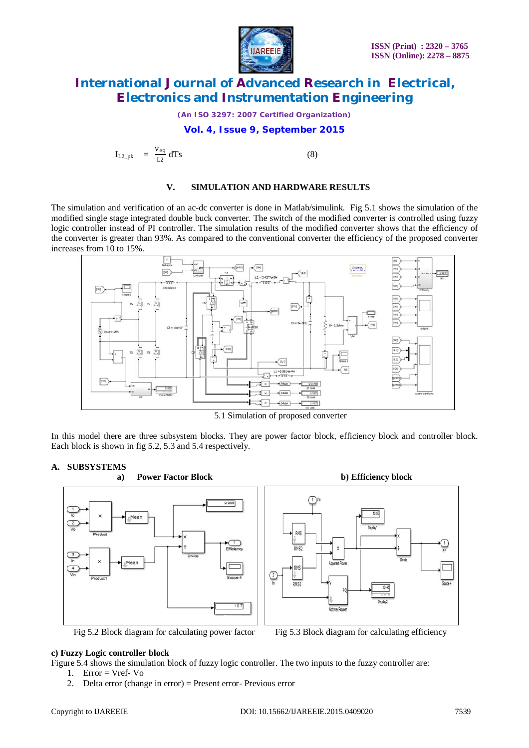$$I_{L2\_pk} = \frac{V_{eq}}{L2} dTs \qquad (8)$$

## V. SIMULATION AND HARDWARE RESULTS

The simulation and verification of an ac-dc converter is done in Matlab/simulink. Fig 5.1 shows the simulation of the modified single stage integrated double buck converter. The switch of the modified converter is controlled using fuzzy logic controller instead of PI controller. The simulation results of the modified converter shows that the efficiency of the converter is greater than 93%. As compared to the conventional converter the efficiency of the proposed converter increases from 10 to 15%.

5.1 Simulation of proposed converter

In this model there are three subsystem blocks. They are power factor block, efficiency block and controller block. Each block is shown in fig 5.2, 5.3 and 5.4 respectively.

### A. SUBSYSTEMS

**a) Power Factor Block**

Fig 5.2 Block diagram for calculating power factor

**b) Efficiency block**

Fig 5.3 Block diagram for calculating efficiency

**c) Fuzzy Logic controller block**

Figure 5.4 shows the simulation block of fuzzy logic controller. The two inputs to the fuzzy controller are:

1. Error = Vref- Vo
2. Delta error (change in error) = Present error- Previous error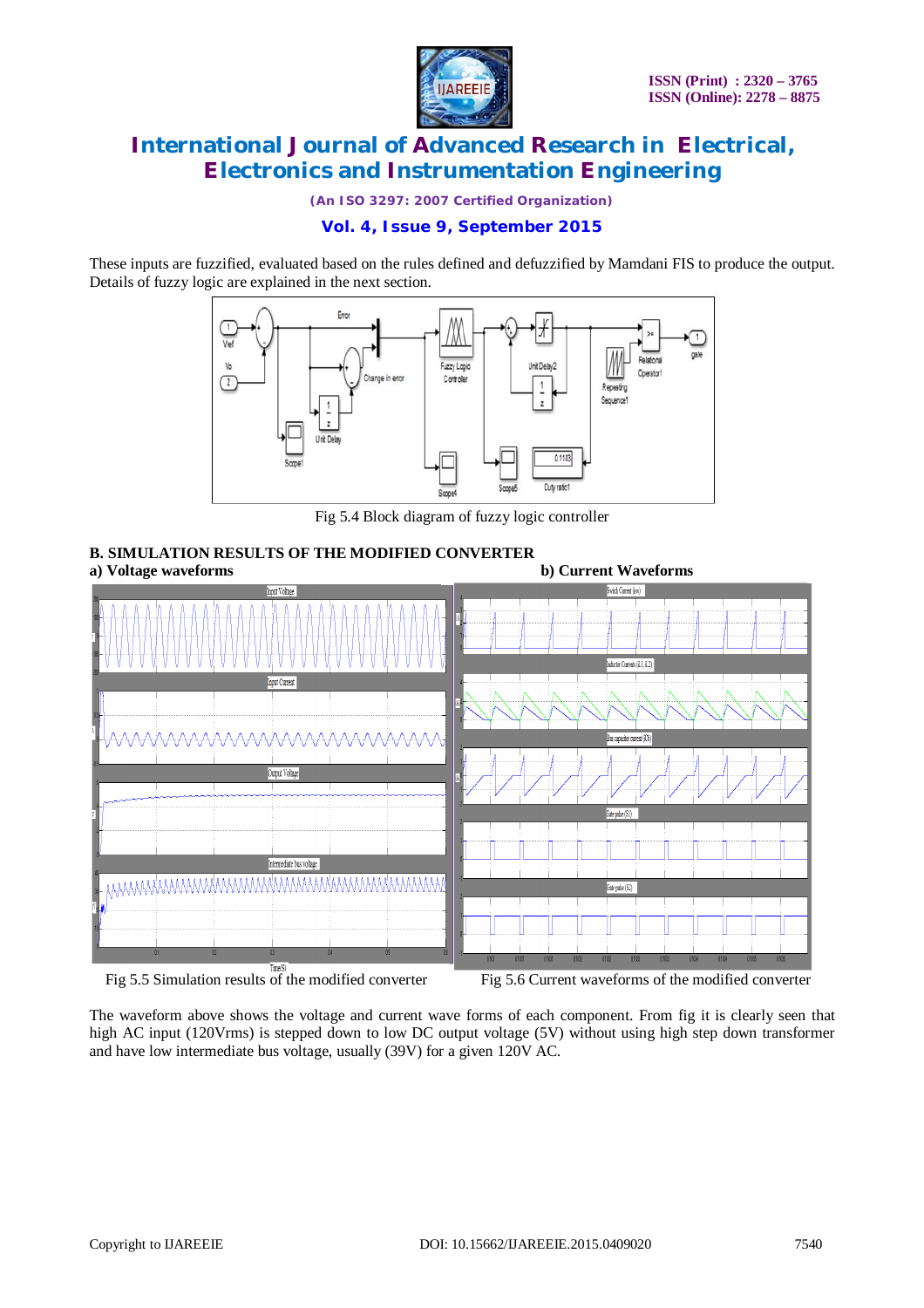These inputs are fuzzified, evaluated based on the rules defined and defuzzified by Mamdani FIS to produce the output. Details of fuzzy logic are explained in the next section.

Fig 5.4 Block diagram of fuzzy logic controller

### B. SIMULATION RESULTS OF THE MODIFIED CONVERTER

**a) Voltage waveforms**

Fig 5.5 Simulation results of the modified converter

**b) Current Waveforms**

Fig 5.6 Current waveforms of the modified converter

The waveform above shows the voltage and current wave forms of each component. From fig it is clearly seen that high AC input (120Vrms) is stepped down to low DC output voltage (5V) without using high step down transformer and have low intermediate bus voltage, usually (39V) for a given 120V AC.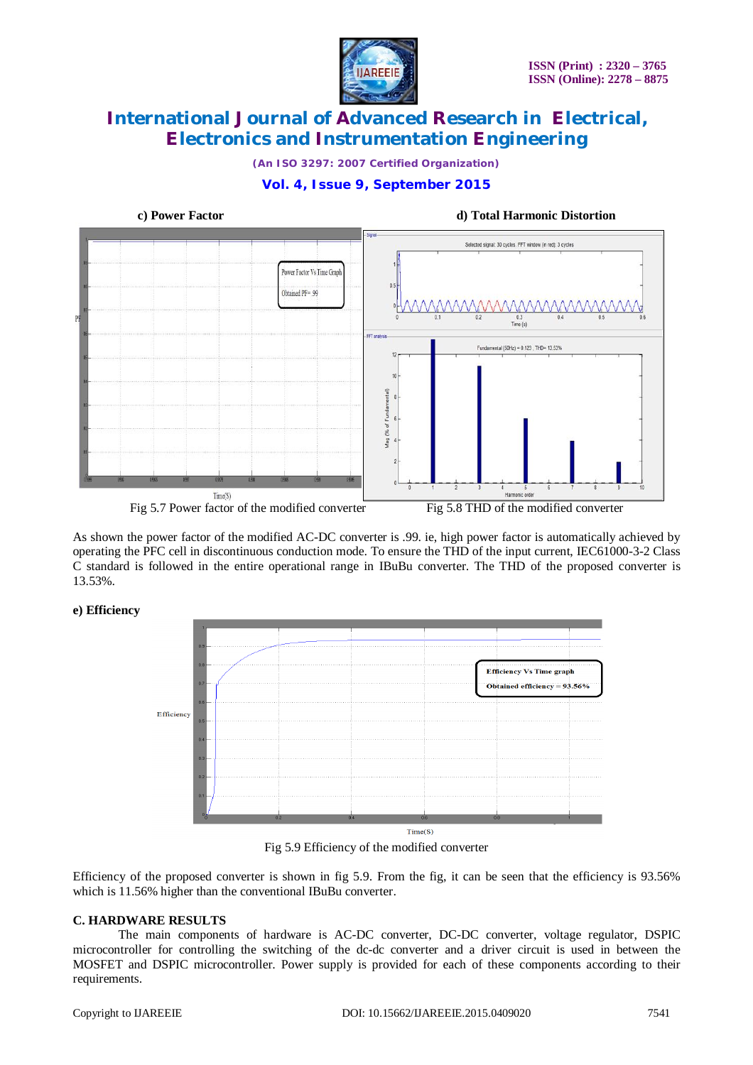c) Power Factor

d) Total Harmonic Distortion

Fig 5.7 Power factor of the modified converter

Fig 5.8 THD of the modified converter

As shown the power factor of the modified AC-DC converter is .99. ie, high power factor is automatically achieved by operating the PFC cell in discontinuous conduction mode. To ensure the THD of the input current, IEC61000-3-2 Class C standard is followed in the entire operational range in IBuBu converter. The THD of the proposed converter is 13.53%.

**e) Efficiency**

Fig 5.9 Efficiency of the modified converter

Efficiency of the proposed converter is shown in fig 5.9. From the fig, it can be seen that the efficiency is 93.56% which is 11.56% higher than the conventional IBuBu converter.

### C. HARDWARE RESULTS

The main components of hardware is AC-DC converter, DC-DC converter, voltage regulator, DSPIC microcontroller for controlling the switching of the dc-dc converter and a driver circuit is used in between the MOSFET and DSPIC microcontroller. Power supply is provided for each of these components according to their requirements.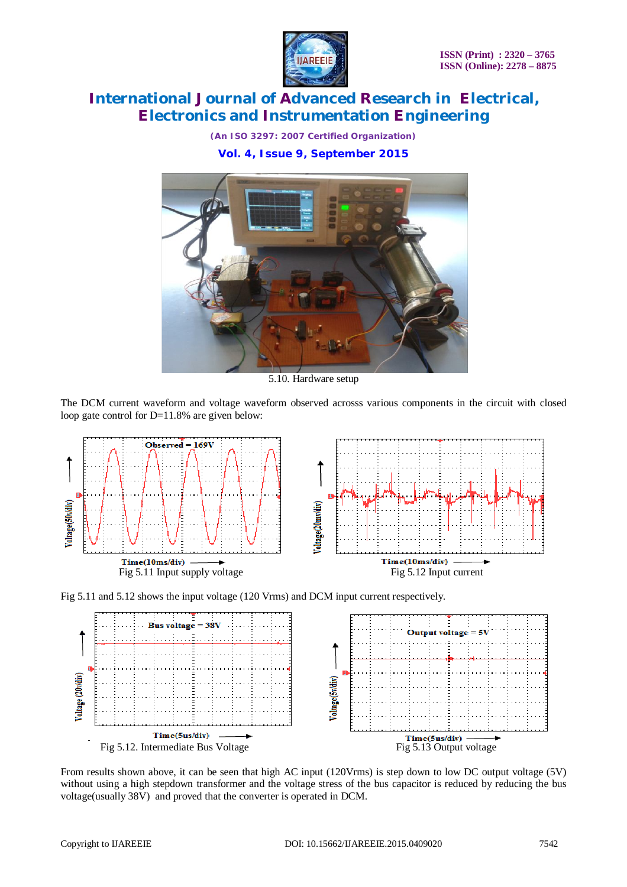5.10. Hardware setup

The DCM current waveform and voltage waveform observed acrosss various components in the circuit with closed loop gate control for D=11.8% are given below:

Fig 5.11 Input supply voltage

Fig 5.12 Input current

Fig 5.11 and 5.12 shows the input voltage (120 Vrms) and DCM input current respectively.

Fig 5.12. Intermediate Bus Voltage

Fig 5.13 Output voltage

From results shown above, it can be seen that high AC input (120Vrms) is step down to low DC output voltage (5V) without using a high stepdown transformer and the voltage stress of the bus capacitor is reduced by reducing the bus voltage(usually 38V) and proved that the converter is operated in DCM.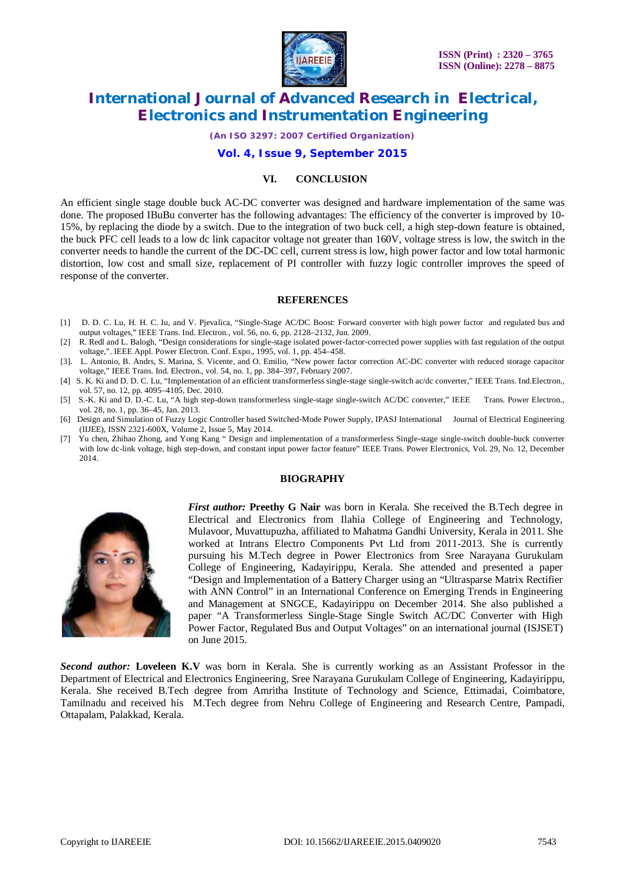## VI. CONCLUSION

An efficient single stage double buck AC-DC converter was designed and hardware implementation of the same was done. The proposed IBuBu converter has the following advantages: The efficiency of the converter is improved by 10-15%, by replacing the diode by a switch. Due to the integration of two buck cell, a high step-down feature is obtained, the buck PFC cell leads to a low dc link capacitor voltage not greater than 160V, voltage stress is low, the switch in the converter needs to handle the current of the DC-DC cell, current stress is low, high power factor and low total harmonic distortion, low cost and small size, replacement of PI controller with fuzzy logic controller improves the speed of response of the converter.

## REFERENCES

[1] D. D. C. Lu, H. H. C. Iu, and V. Pjevalica, "Single-Stage AC/DC Boost: Forward converter with high power factor and regulated bus and output voltages," IEEE Trans. Ind. Electron., vol. 56, no. 6, pp. 2128–2132, Jun. 2009.

[2] R. Redl and L. Balogh, "Design considerations for single-stage isolated power-factor-corrected power supplies with fast regulation of the output voltage,". IEEE Appl. Power Electron. Conf. Expo., 1995, vol. 1, pp. 454–458.

[3]. L. Antonio, B. Andrs, S. Marina, S. Vicente, and O. Emilio, "New power factor correction AC-DC converter with reduced storage capacitor voltage," IEEE Trans. Ind. Electron., vol. 54, no. 1, pp. 384–397, February 2007.

[4] S. K. Ki and D. D. C. Lu, "Implementation of an efficient transformerless single-stage single-switch ac/dc converter," IEEE Trans. Ind.Electron., vol. 57, no. 12, pp. 4095–4105, Dec. 2010.

[5] S.-K. Ki and D. D.-C. Lu, "A high step-down transformerless single-stage single-switch AC/DC converter," IEEE Trans. Power Electron., vol. 28, no. 1, pp. 36–45, Jan. 2013.

[6] Design and Simulation of Fuzzy Logic Controller based Switched-Mode Power Supply, IPASJ International Journal of Electrical Engineering (IIJEE), ISSN 2321-600X, Volume 2, Issue 5, May 2014.

[7] Yu chen, Zhihao Zhong, and Yong Kang " Design and implementation of a transformerless Single-stage single-switch double-buck converter with low dc-link voltage, high step-down, and constant input power factor feature" IEEE Trans. Power Electronics, Vol. 29, No. 12, December 2014.

## BIOGRAPHY

***First author:*** **Preethy G Nair** was born in Kerala. She received the B.Tech degree in Electrical and Electronics from Ilahia College of Engineering and Technology, Mulavoor, Muvattupuzha, affiliated to Mahatma Gandhi University, Kerala in 2011. She worked at Intrans Electro Components Pvt Ltd from 2011-2013. She is currently pursuing his M.Tech degree in Power Electronics from Sree Narayana Gurukulam College of Engineering, Kadayirippu, Kerala. She attended and presented a paper "Design and Implementation of a Battery Charger using an "Ultrasparse Matrix Rectifier with ANN Control" in an International Conference on Emerging Trends in Engineering and Management at SNGCE, Kadayirippu on December 2014. She also published a paper "A Transformerless Single-Stage Single Switch AC/DC Converter with High Power Factor, Regulated Bus and Output Voltages" on an international journal (ISJSET) on June 2015.

***Second author:*** **Loveleen K.V** was born in Kerala. She is currently working as an Assistant Professor in the Department of Electrical and Electronics Engineering, Sree Narayana Gurukulam College of Engineering, Kadayirippu, Kerala. She received B.Tech degree from Amritha Institute of Technology and Science, Ettimadai, Coimbatore, Tamilnadu and received his M.Tech degree from Nehru College of Engineering and Research Centre, Pampadi, Ottapalam, Palakkad, Kerala.